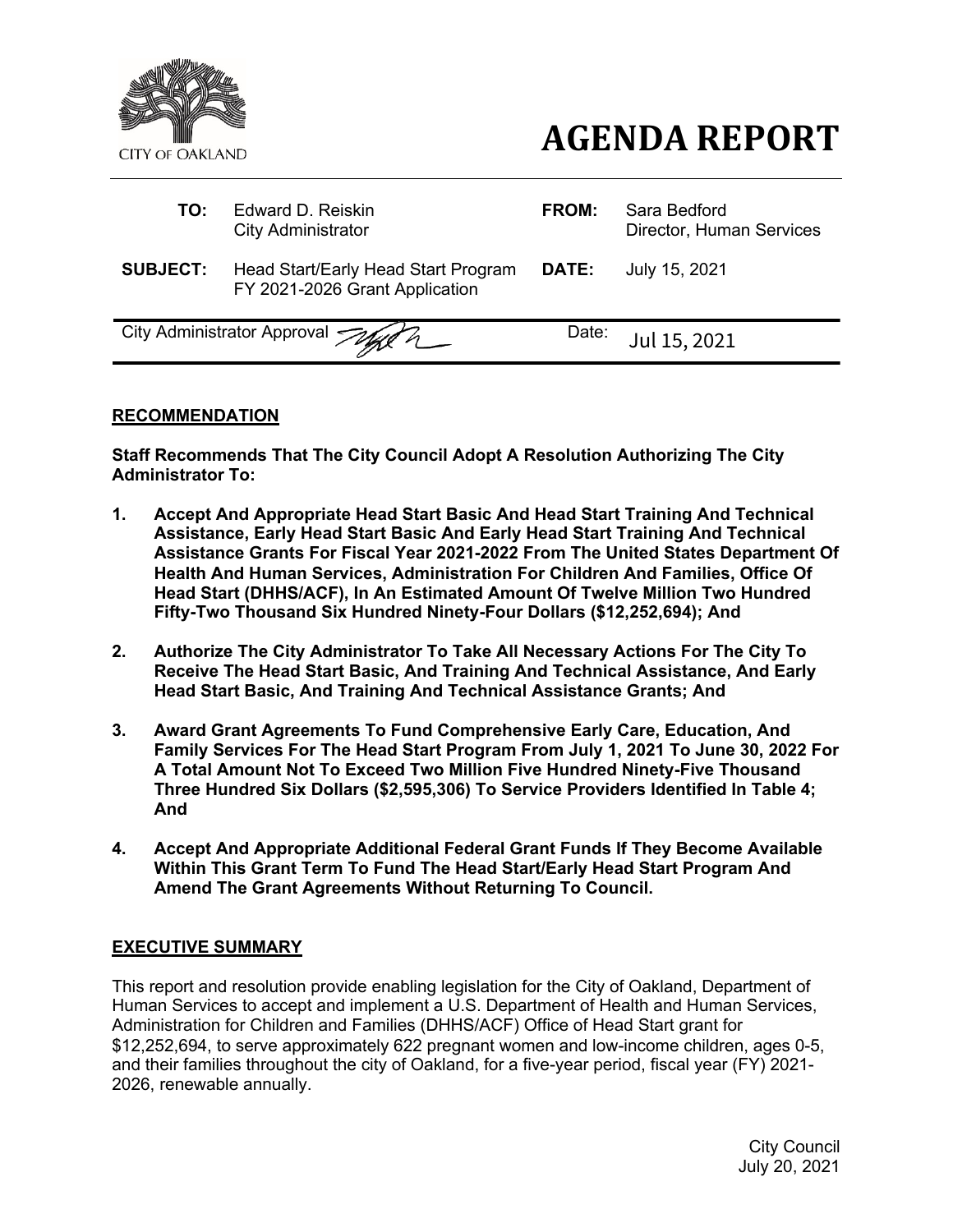CITY OF OAKLAND

# AGENDA REPORT

| | | | |
|---|---|---|---|
| **TO:** | Edward D. Reiskin<br>City Administrator | **FROM:** | Sara Bedford<br>Director, Human Services |
| **SUBJECT:** | Head Start/Early Head Start Program FY 2021-2026 Grant Application | **DATE:** | July 15, 2021 |

City Administrator Approval Date: Jul 15, 2021

## RECOMMENDATION

**Staff Recommends That The City Council Adopt A Resolution Authorizing The City Administrator To:**

1. **Accept And Appropriate Head Start Basic And Head Start Training And Technical Assistance, Early Head Start Basic And Early Head Start Training And Technical Assistance Grants For Fiscal Year 2021-2022 From The United States Department Of Health And Human Services, Administration For Children And Families, Office Of Head Start (DHHS/ACF), In An Estimated Amount Of Twelve Million Two Hundred Fifty-Two Thousand Six Hundred Ninety-Four Dollars ($12,252,694); And**

2. **Authorize The City Administrator To Take All Necessary Actions For The City To Receive The Head Start Basic, And Training And Technical Assistance, And Early Head Start Basic, And Training And Technical Assistance Grants; And**

3. **Award Grant Agreements To Fund Comprehensive Early Care, Education, And Family Services For The Head Start Program From July 1, 2021 To June 30, 2022 For A Total Amount Not To Exceed Two Million Five Hundred Ninety-Five Thousand Three Hundred Six Dollars ($2,595,306) To Service Providers Identified In Table 4; And**

4. **Accept And Appropriate Additional Federal Grant Funds If They Become Available Within This Grant Term To Fund The Head Start/Early Head Start Program And Amend The Grant Agreements Without Returning To Council.**

## EXECUTIVE SUMMARY

This report and resolution provide enabling legislation for the City of Oakland, Department of Human Services to accept and implement a U.S. Department of Health and Human Services, Administration for Children and Families (DHHS/ACF) Office of Head Start grant for $12,252,694, to serve approximately 622 pregnant women and low-income children, ages 0-5, and their families throughout the city of Oakland, for a five-year period, fiscal year (FY) 2021-2026, renewable annually.

City Council
July 20, 2021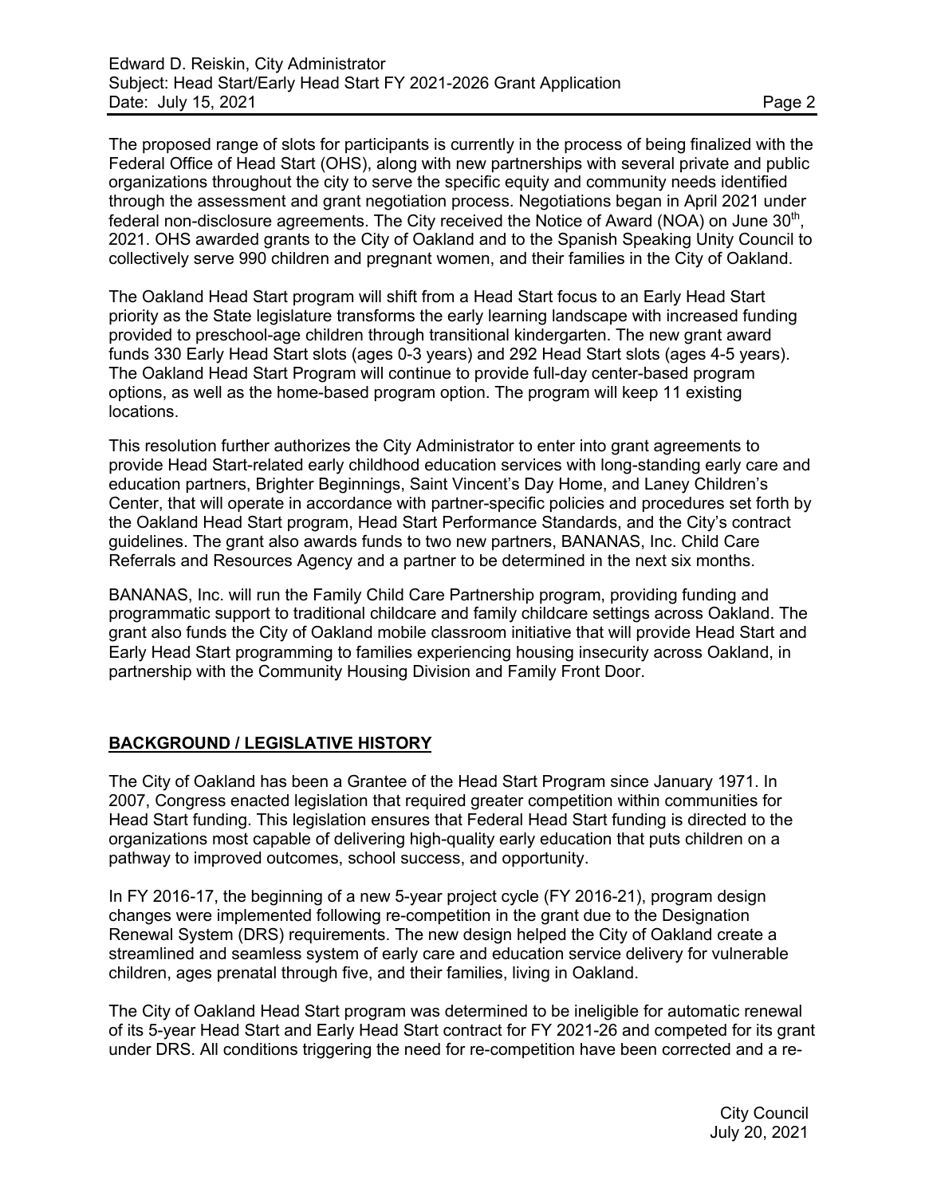The proposed range of slots for participants is currently in the process of being finalized with the Federal Office of Head Start (OHS), along with new partnerships with several private and public organizations throughout the city to serve the specific equity and community needs identified through the assessment and grant negotiation process. Negotiations began in April 2021 under federal non-disclosure agreements. The City received the Notice of Award (NOA) on June 30th, 2021. OHS awarded grants to the City of Oakland and to the Spanish Speaking Unity Council to collectively serve 990 children and pregnant women, and their families in the City of Oakland.

The Oakland Head Start program will shift from a Head Start focus to an Early Head Start priority as the State legislature transforms the early learning landscape with increased funding provided to preschool-age children through transitional kindergarten. The new grant award funds 330 Early Head Start slots (ages 0-3 years) and 292 Head Start slots (ages 4-5 years). The Oakland Head Start Program will continue to provide full-day center-based program options, as well as the home-based program option. The program will keep 11 existing locations.

This resolution further authorizes the City Administrator to enter into grant agreements to provide Head Start-related early childhood education services with long-standing early care and education partners, Brighter Beginnings, Saint Vincent's Day Home, and Laney Children's Center, that will operate in accordance with partner-specific policies and procedures set forth by the Oakland Head Start program, Head Start Performance Standards, and the City's contract guidelines. The grant also awards funds to two new partners, BANANAS, Inc. Child Care Referrals and Resources Agency and a partner to be determined in the next six months.

BANANAS, Inc. will run the Family Child Care Partnership program, providing funding and programmatic support to traditional childcare and family childcare settings across Oakland. The grant also funds the City of Oakland mobile classroom initiative that will provide Head Start and Early Head Start programming to families experiencing housing insecurity across Oakland, in partnership with the Community Housing Division and Family Front Door.

## BACKGROUND / LEGISLATIVE HISTORY

The City of Oakland has been a Grantee of the Head Start Program since January 1971. In 2007, Congress enacted legislation that required greater competition within communities for Head Start funding. This legislation ensures that Federal Head Start funding is directed to the organizations most capable of delivering high-quality early education that puts children on a pathway to improved outcomes, school success, and opportunity.

In FY 2016-17, the beginning of a new 5-year project cycle (FY 2016-21), program design changes were implemented following re-competition in the grant due to the Designation Renewal System (DRS) requirements. The new design helped the City of Oakland create a streamlined and seamless system of early care and education service delivery for vulnerable children, ages prenatal through five, and their families, living in Oakland.

The City of Oakland Head Start program was determined to be ineligible for automatic renewal of its 5-year Head Start and Early Head Start contract for FY 2021-26 and competed for its grant under DRS. All conditions triggering the need for re-competition have been corrected and a re-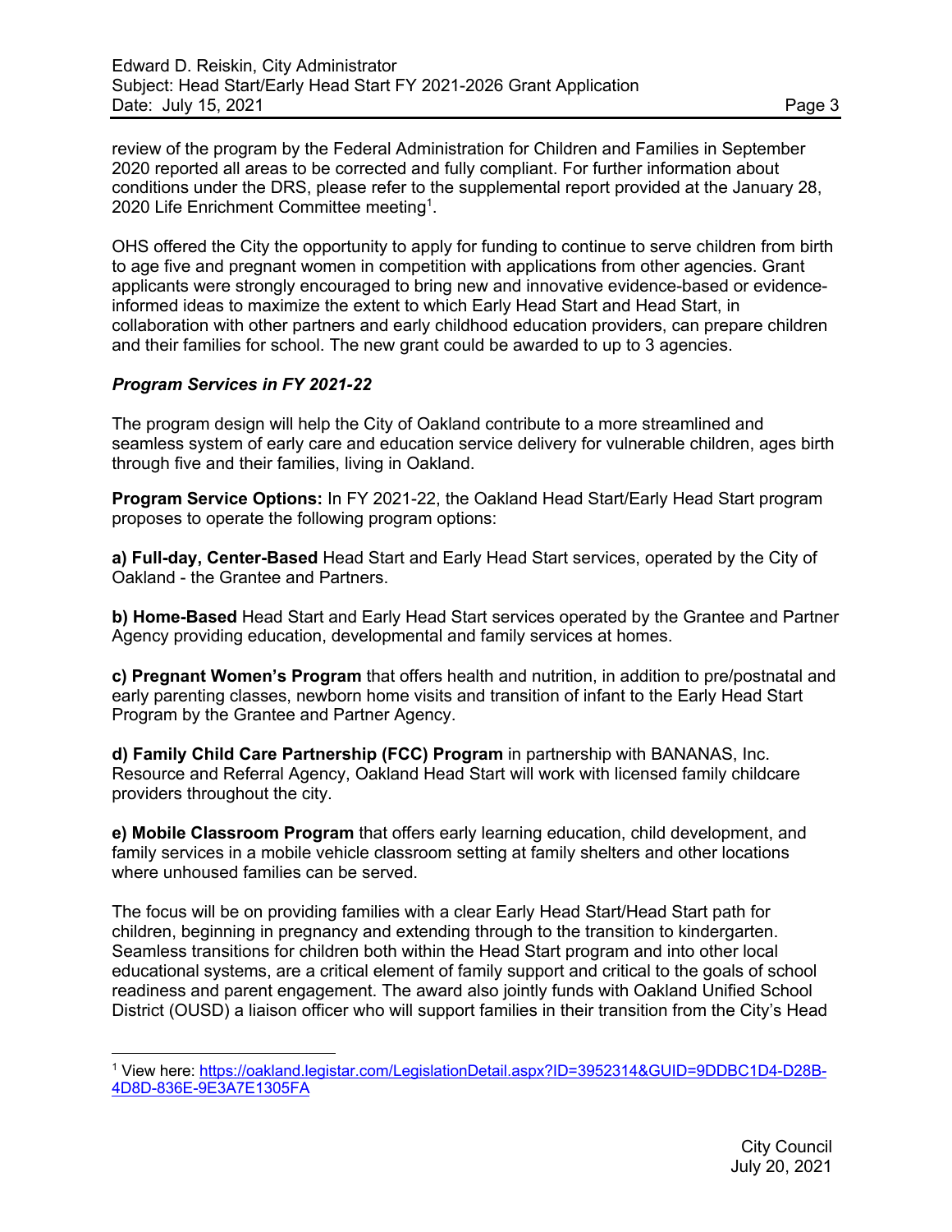review of the program by the Federal Administration for Children and Families in September 2020 reported all areas to be corrected and fully compliant. For further information about conditions under the DRS, please refer to the supplemental report provided at the January 28, 2020 Life Enrichment Committee meeting[1].

OHS offered the City the opportunity to apply for funding to continue to serve children from birth to age five and pregnant women in competition with applications from other agencies. Grant applicants were strongly encouraged to bring new and innovative evidence-based or evidence-informed ideas to maximize the extent to which Early Head Start and Head Start, in collaboration with other partners and early childhood education providers, can prepare children and their families for school. The new grant could be awarded to up to 3 agencies.

***Program Services in FY 2021-22***

The program design will help the City of Oakland contribute to a more streamlined and seamless system of early care and education service delivery for vulnerable children, ages birth through five and their families, living in Oakland.

**Program Service Options:** In FY 2021-22, the Oakland Head Start/Early Head Start program proposes to operate the following program options:

**a) Full-day, Center-Based** Head Start and Early Head Start services, operated by the City of Oakland - the Grantee and Partners.

**b) Home-Based** Head Start and Early Head Start services operated by the Grantee and Partner Agency providing education, developmental and family services at homes.

**c) Pregnant Women's Program** that offers health and nutrition, in addition to pre/postnatal and early parenting classes, newborn home visits and transition of infant to the Early Head Start Program by the Grantee and Partner Agency.

**d) Family Child Care Partnership (FCC) Program** in partnership with BANANAS, Inc. Resource and Referral Agency, Oakland Head Start will work with licensed family childcare providers throughout the city.

**e) Mobile Classroom Program** that offers early learning education, child development, and family services in a mobile vehicle classroom setting at family shelters and other locations where unhoused families can be served.

The focus will be on providing families with a clear Early Head Start/Head Start path for children, beginning in pregnancy and extending through to the transition to kindergarten. Seamless transitions for children both within the Head Start program and into other local educational systems, are a critical element of family support and critical to the goals of school readiness and parent engagement. The award also jointly funds with Oakland Unified School District (OUSD) a liaison officer who will support families in their transition from the City's Head

[1] View here: https://oakland.legistar.com/LegislationDetail.aspx?ID=3952314&GUID=9DDBC1D4-D28B-4D8D-836E-9E3A7E1305FA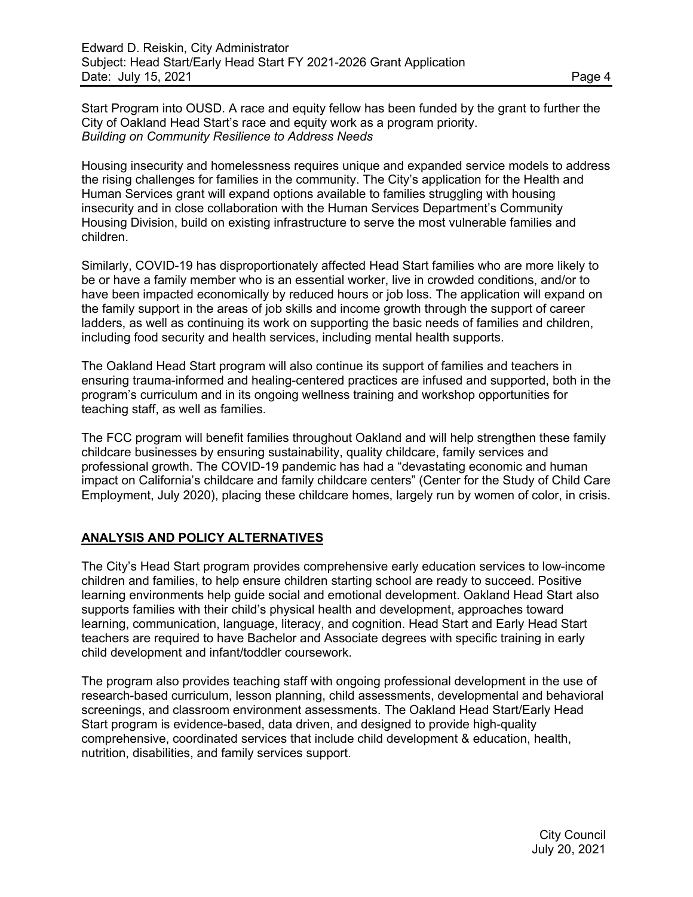Start Program into OUSD. A race and equity fellow has been funded by the grant to further the City of Oakland Head Start's race and equity work as a program priority.

*Building on Community Resilience to Address Needs*

Housing insecurity and homelessness requires unique and expanded service models to address the rising challenges for families in the community. The City's application for the Health and Human Services grant will expand options available to families struggling with housing insecurity and in close collaboration with the Human Services Department's Community Housing Division, build on existing infrastructure to serve the most vulnerable families and children.

Similarly, COVID-19 has disproportionately affected Head Start families who are more likely to be or have a family member who is an essential worker, live in crowded conditions, and/or to have been impacted economically by reduced hours or job loss. The application will expand on the family support in the areas of job skills and income growth through the support of career ladders, as well as continuing its work on supporting the basic needs of families and children, including food security and health services, including mental health supports.

The Oakland Head Start program will also continue its support of families and teachers in ensuring trauma-informed and healing-centered practices are infused and supported, both in the program's curriculum and in its ongoing wellness training and workshop opportunities for teaching staff, as well as families.

The FCC program will benefit families throughout Oakland and will help strengthen these family childcare businesses by ensuring sustainability, quality childcare, family services and professional growth. The COVID-19 pandemic has had a "devastating economic and human impact on California's childcare and family childcare centers" (Center for the Study of Child Care Employment, July 2020), placing these childcare homes, largely run by women of color, in crisis.

## ANALYSIS AND POLICY ALTERNATIVES

The City's Head Start program provides comprehensive early education services to low-income children and families, to help ensure children starting school are ready to succeed. Positive learning environments help guide social and emotional development. Oakland Head Start also supports families with their child's physical health and development, approaches toward learning, communication, language, literacy, and cognition. Head Start and Early Head Start teachers are required to have Bachelor and Associate degrees with specific training in early child development and infant/toddler coursework.

The program also provides teaching staff with ongoing professional development in the use of research-based curriculum, lesson planning, child assessments, developmental and behavioral screenings, and classroom environment assessments. The Oakland Head Start/Early Head Start program is evidence-based, data driven, and designed to provide high-quality comprehensive, coordinated services that include child development & education, health, nutrition, disabilities, and family services support.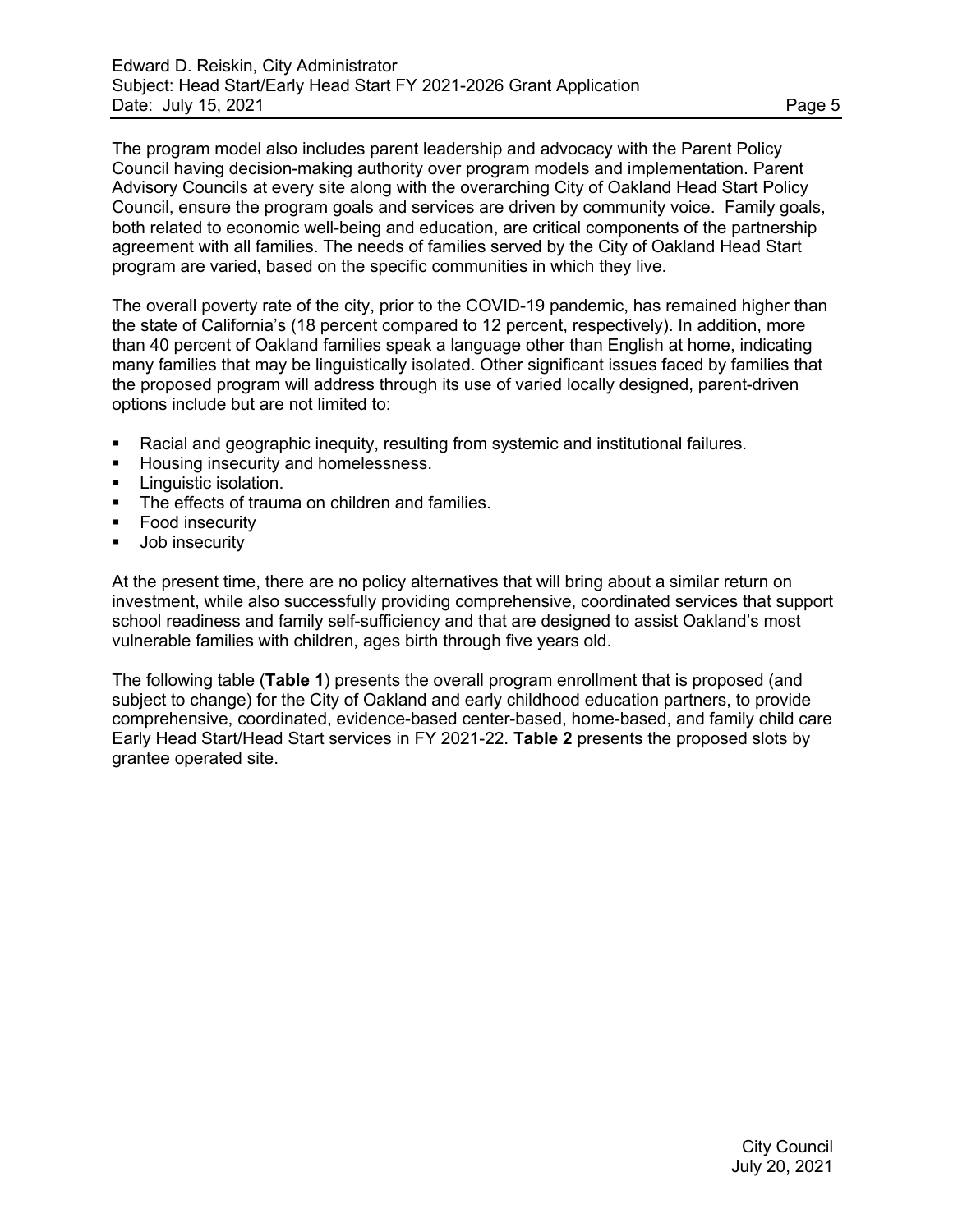The program model also includes parent leadership and advocacy with the Parent Policy Council having decision-making authority over program models and implementation. Parent Advisory Councils at every site along with the overarching City of Oakland Head Start Policy Council, ensure the program goals and services are driven by community voice. Family goals, both related to economic well-being and education, are critical components of the partnership agreement with all families. The needs of families served by the City of Oakland Head Start program are varied, based on the specific communities in which they live.

The overall poverty rate of the city, prior to the COVID-19 pandemic, has remained higher than the state of California's (18 percent compared to 12 percent, respectively). In addition, more than 40 percent of Oakland families speak a language other than English at home, indicating many families that may be linguistically isolated. Other significant issues faced by families that the proposed program will address through its use of varied locally designed, parent-driven options include but are not limited to:

- Racial and geographic inequity, resulting from systemic and institutional failures.
- Housing insecurity and homelessness.
- Linguistic isolation.
- The effects of trauma on children and families.
- Food insecurity
- Job insecurity

At the present time, there are no policy alternatives that will bring about a similar return on investment, while also successfully providing comprehensive, coordinated services that support school readiness and family self-sufficiency and that are designed to assist Oakland's most vulnerable families with children, ages birth through five years old.

The following table (**Table 1**) presents the overall program enrollment that is proposed (and subject to change) for the City of Oakland and early childhood education partners, to provide comprehensive, coordinated, evidence-based center-based, home-based, and family child care Early Head Start/Head Start services in FY 2021-22. **Table 2** presents the proposed slots by grantee operated site.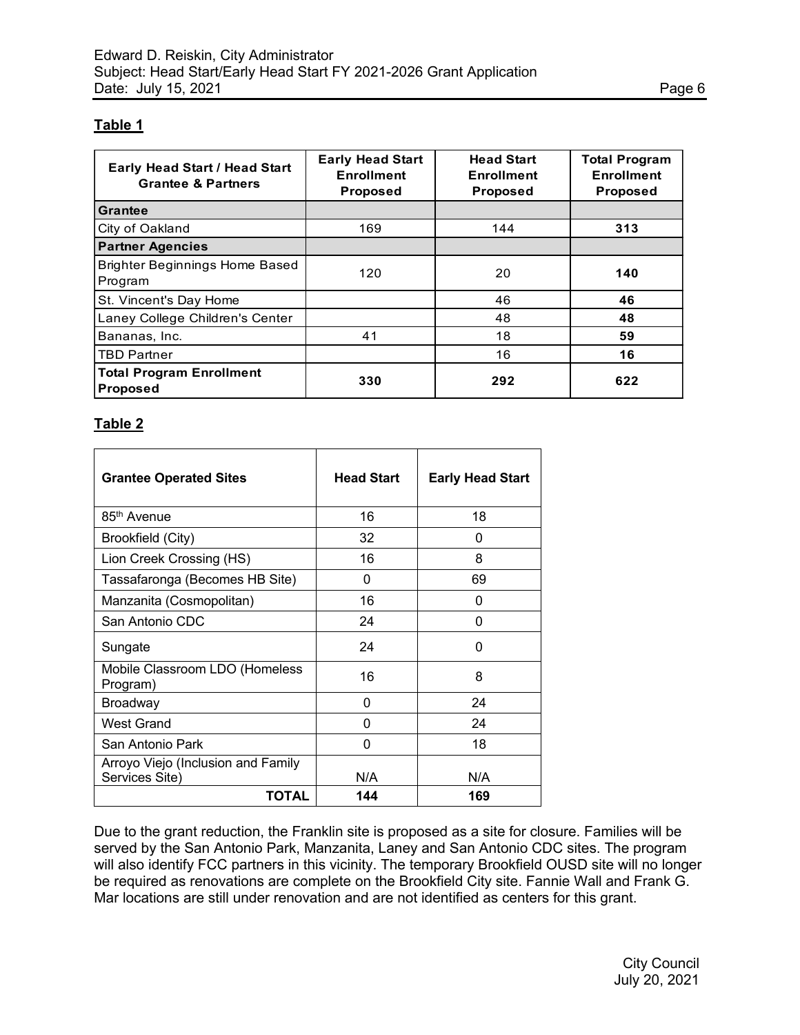## Table 1

| Early Head Start / Head Start Grantee & Partners | Early Head Start Enrollment Proposed | Head Start Enrollment Proposed | Total Program Enrollment Proposed |
|---|---|---|---|
| **Grantee** | | | |
| City of Oakland | 169 | 144 | **313** |
| **Partner Agencies** | | | |
| Brighter Beginnings Home Based Program | 120 | 20 | **140** |
| St. Vincent's Day Home | | 46 | **46** |
| Laney College Children's Center | | 48 | **48** |
| Bananas, Inc. | 41 | 18 | **59** |
| TBD Partner | | 16 | **16** |
| **Total Program Enrollment Proposed** | **330** | **292** | **622** |

## Table 2

| Grantee Operated Sites | Head Start | Early Head Start |
|---|---|---|
| 85th Avenue | 16 | 18 |
| Brookfield (City) | 32 | 0 |
| Lion Creek Crossing (HS) | 16 | 8 |
| Tassafaronga (Becomes HB Site) | 0 | 69 |
| Manzanita (Cosmopolitan) | 16 | 0 |
| San Antonio CDC | 24 | 0 |
| Sungate | 24 | 0 |
| Mobile Classroom LDO (Homeless Program) | 16 | 8 |
| Broadway | 0 | 24 |
| West Grand | 0 | 24 |
| San Antonio Park | 0 | 18 |
| Arroyo Viejo (Inclusion and Family Services Site) | N/A | N/A |
| **TOTAL** | **144** | **169** |

Due to the grant reduction, the Franklin site is proposed as a site for closure. Families will be served by the San Antonio Park, Manzanita, Laney and San Antonio CDC sites. The program will also identify FCC partners in this vicinity. The temporary Brookfield OUSD site will no longer be required as renovations are complete on the Brookfield City site. Fannie Wall and Frank G. Mar locations are still under renovation and are not identified as centers for this grant.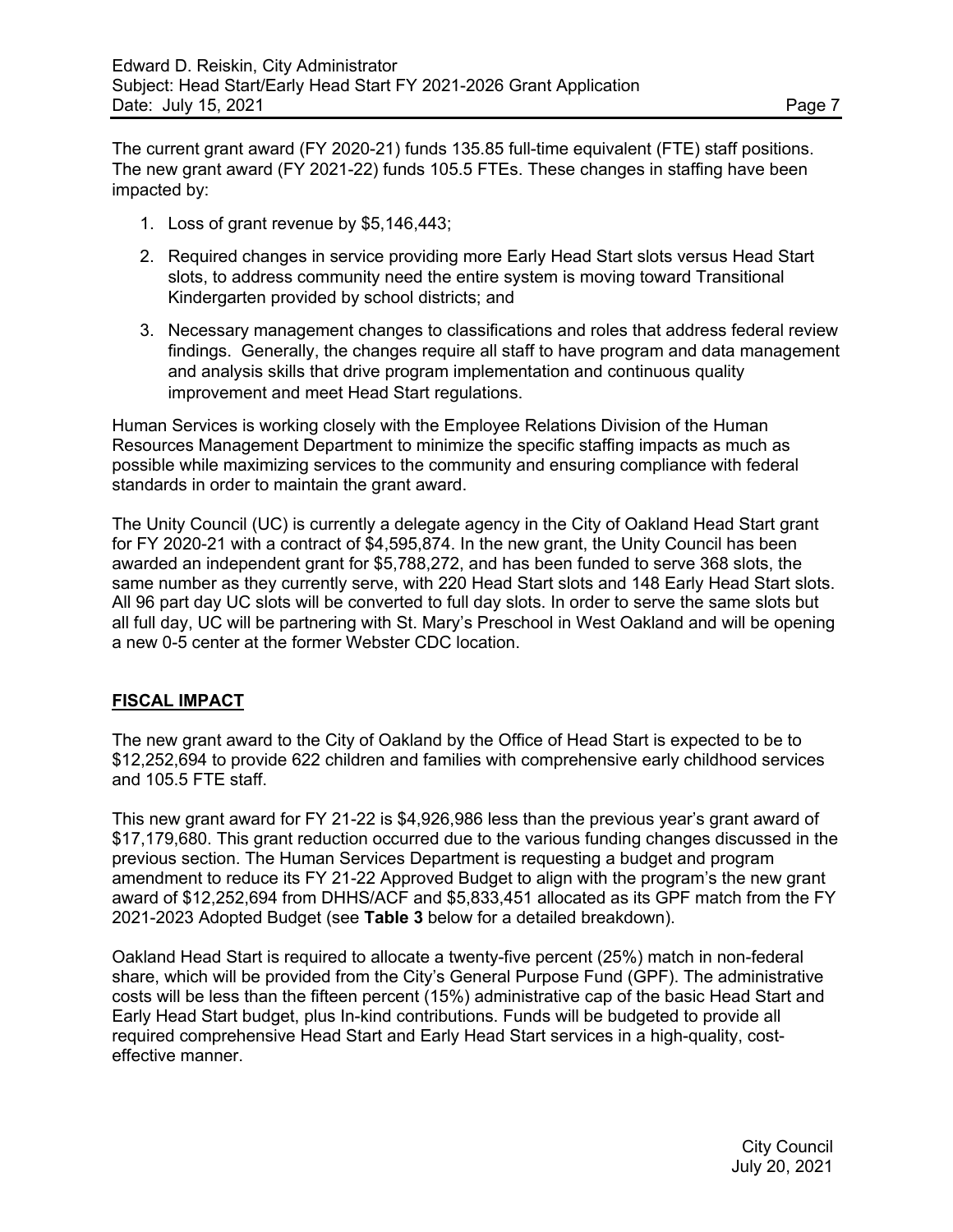The current grant award (FY 2020-21) funds 135.85 full-time equivalent (FTE) staff positions. The new grant award (FY 2021-22) funds 105.5 FTEs. These changes in staffing have been impacted by:

1. Loss of grant revenue by $5,146,443;
2. Required changes in service providing more Early Head Start slots versus Head Start slots, to address community need the entire system is moving toward Transitional Kindergarten provided by school districts; and
3. Necessary management changes to classifications and roles that address federal review findings. Generally, the changes require all staff to have program and data management and analysis skills that drive program implementation and continuous quality improvement and meet Head Start regulations.

Human Services is working closely with the Employee Relations Division of the Human Resources Management Department to minimize the specific staffing impacts as much as possible while maximizing services to the community and ensuring compliance with federal standards in order to maintain the grant award.

The Unity Council (UC) is currently a delegate agency in the City of Oakland Head Start grant for FY 2020-21 with a contract of $4,595,874. In the new grant, the Unity Council has been awarded an independent grant for $5,788,272, and has been funded to serve 368 slots, the same number as they currently serve, with 220 Head Start slots and 148 Early Head Start slots. All 96 part day UC slots will be converted to full day slots. In order to serve the same slots but all full day, UC will be partnering with St. Mary's Preschool in West Oakland and will be opening a new 0-5 center at the former Webster CDC location.

## FISCAL IMPACT

The new grant award to the City of Oakland by the Office of Head Start is expected to be to $12,252,694 to provide 622 children and families with comprehensive early childhood services and 105.5 FTE staff.

This new grant award for FY 21-22 is $4,926,986 less than the previous year's grant award of $17,179,680. This grant reduction occurred due to the various funding changes discussed in the previous section. The Human Services Department is requesting a budget and program amendment to reduce its FY 21-22 Approved Budget to align with the program's the new grant award of $12,252,694 from DHHS/ACF and $5,833,451 allocated as its GPF match from the FY 2021-2023 Adopted Budget (see **Table 3** below for a detailed breakdown).

Oakland Head Start is required to allocate a twenty-five percent (25%) match in non-federal share, which will be provided from the City's General Purpose Fund (GPF). The administrative costs will be less than the fifteen percent (15%) administrative cap of the basic Head Start and Early Head Start budget, plus In-kind contributions. Funds will be budgeted to provide all required comprehensive Head Start and Early Head Start services in a high-quality, cost-effective manner.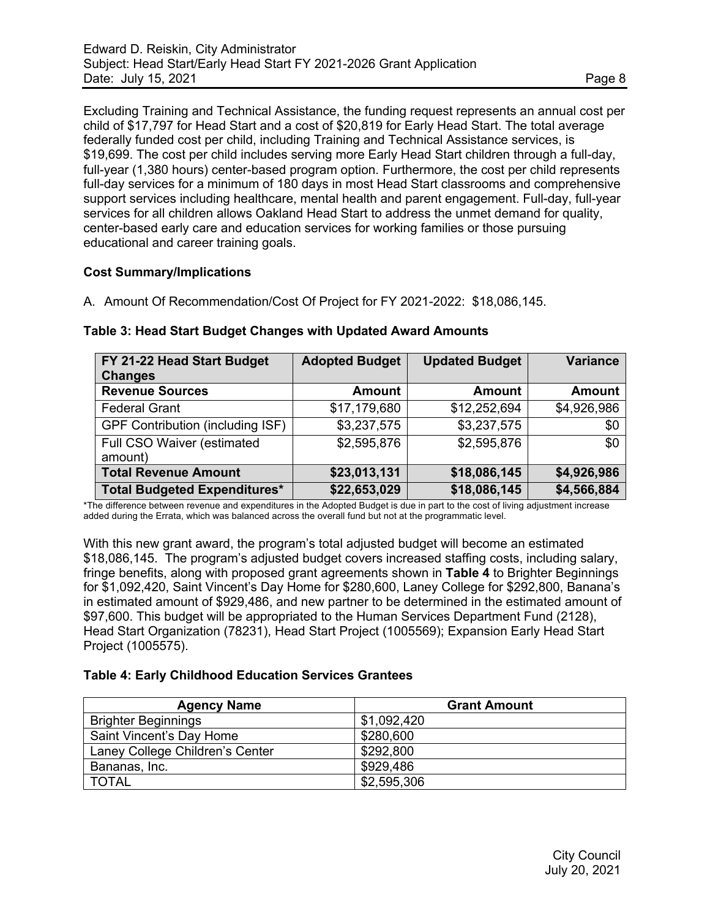Excluding Training and Technical Assistance, the funding request represents an annual cost per child of $17,797 for Head Start and a cost of $20,819 for Early Head Start. The total average federally funded cost per child, including Training and Technical Assistance services, is $19,699. The cost per child includes serving more Early Head Start children through a full-day, full-year (1,380 hours) center-based program option. Furthermore, the cost per child represents full-day services for a minimum of 180 days in most Head Start classrooms and comprehensive support services including healthcare, mental health and parent engagement. Full-day, full-year services for all children allows Oakland Head Start to address the unmet demand for quality, center-based early care and education services for working families or those pursuing educational and career training goals.

**Cost Summary/Implications**

A. Amount Of Recommendation/Cost Of Project for FY 2021-2022: $18,086,145.

**Table 3: Head Start Budget Changes with Updated Award Amounts**

| FY 21-22 Head Start Budget Changes | Adopted Budget | Updated Budget | Variance |
|---|---|---|---|
| **Revenue Sources** | **Amount** | **Amount** | **Amount** |
| Federal Grant | $17,179,680 | $12,252,694 | $4,926,986 |
| GPF Contribution (including ISF) | $3,237,575 | $3,237,575 | $0 |
| Full CSO Waiver (estimated amount) | $2,595,876 | $2,595,876 | $0 |
| **Total Revenue Amount** | **$23,013,131** | **$18,086,145** | **$4,926,986** |
| **Total Budgeted Expenditures*** | **$22,653,029** | **$18,086,145** | **$4,566,884** |

*The difference between revenue and expenditures in the Adopted Budget is due in part to the cost of living adjustment increase added during the Errata, which was balanced across the overall fund but not at the programmatic level.

With this new grant award, the program's total adjusted budget will become an estimated $18,086,145. The program's adjusted budget covers increased staffing costs, including salary, fringe benefits, along with proposed grant agreements shown in **Table 4** to Brighter Beginnings for $1,092,420, Saint Vincent's Day Home for $280,600, Laney College for $292,800, Banana's in estimated amount of $929,486, and new partner to be determined in the estimated amount of $97,600. This budget will be appropriated to the Human Services Department Fund (2128), Head Start Organization (78231), Head Start Project (1005569); Expansion Early Head Start Project (1005575).

**Table 4: Early Childhood Education Services Grantees**

| Agency Name | Grant Amount |
|---|---|
| Brighter Beginnings | $1,092,420 |
| Saint Vincent's Day Home | $280,600 |
| Laney College Children's Center | $292,800 |
| Bananas, Inc. | $929,486 |
| TOTAL | $2,595,306 |

City Council
July 20, 2021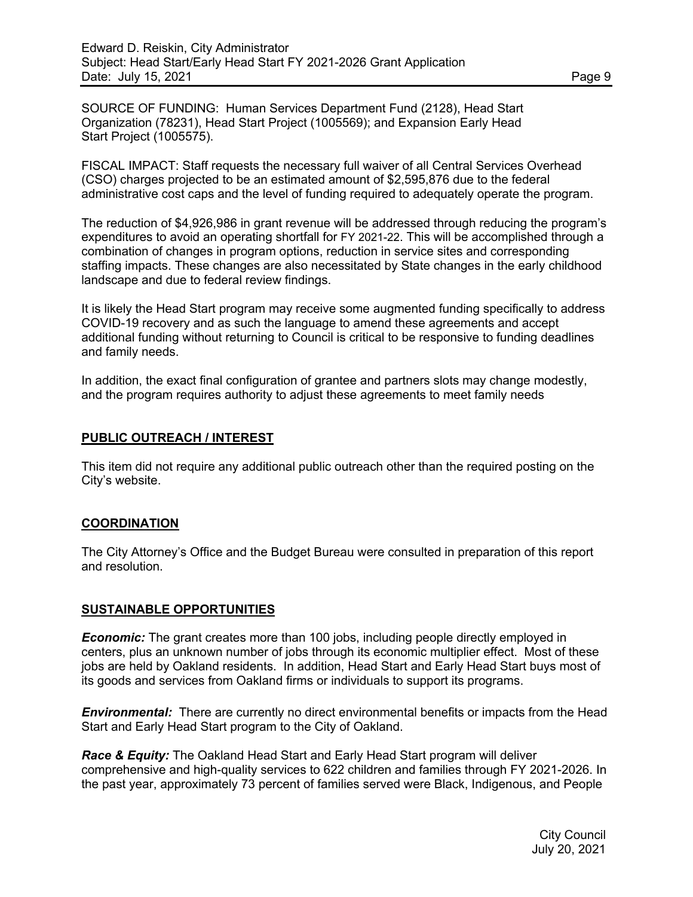SOURCE OF FUNDING: Human Services Department Fund (2128), Head Start Organization (78231), Head Start Project (1005569); and Expansion Early Head Start Project (1005575).

FISCAL IMPACT: Staff requests the necessary full waiver of all Central Services Overhead (CSO) charges projected to be an estimated amount of $2,595,876 due to the federal administrative cost caps and the level of funding required to adequately operate the program.

The reduction of $4,926,986 in grant revenue will be addressed through reducing the program's expenditures to avoid an operating shortfall for FY 2021-22. This will be accomplished through a combination of changes in program options, reduction in service sites and corresponding staffing impacts. These changes are also necessitated by State changes in the early childhood landscape and due to federal review findings.

It is likely the Head Start program may receive some augmented funding specifically to address COVID-19 recovery and as such the language to amend these agreements and accept additional funding without returning to Council is critical to be responsive to funding deadlines and family needs.

In addition, the exact final configuration of grantee and partners slots may change modestly, and the program requires authority to adjust these agreements to meet family needs

## PUBLIC OUTREACH / INTEREST

This item did not require any additional public outreach other than the required posting on the City's website.

## COORDINATION

The City Attorney's Office and the Budget Bureau were consulted in preparation of this report and resolution.

## SUSTAINABLE OPPORTUNITIES

***Economic:*** The grant creates more than 100 jobs, including people directly employed in centers, plus an unknown number of jobs through its economic multiplier effect. Most of these jobs are held by Oakland residents. In addition, Head Start and Early Head Start buys most of its goods and services from Oakland firms or individuals to support its programs.

***Environmental:*** There are currently no direct environmental benefits or impacts from the Head Start and Early Head Start program to the City of Oakland.

***Race & Equity:*** The Oakland Head Start and Early Head Start program will deliver comprehensive and high-quality services to 622 children and families through FY 2021-2026. In the past year, approximately 73 percent of families served were Black, Indigenous, and People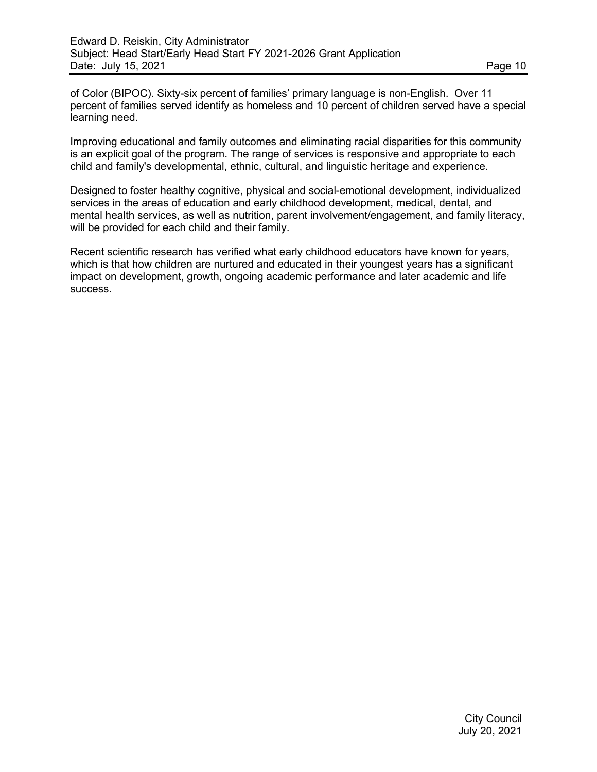of Color (BIPOC). Sixty-six percent of families' primary language is non-English. Over 11 percent of families served identify as homeless and 10 percent of children served have a special learning need.

Improving educational and family outcomes and eliminating racial disparities for this community is an explicit goal of the program. The range of services is responsive and appropriate to each child and family's developmental, ethnic, cultural, and linguistic heritage and experience.

Designed to foster healthy cognitive, physical and social-emotional development, individualized services in the areas of education and early childhood development, medical, dental, and mental health services, as well as nutrition, parent involvement/engagement, and family literacy, will be provided for each child and their family.

Recent scientific research has verified what early childhood educators have known for years, which is that how children are nurtured and educated in their youngest years has a significant impact on development, growth, ongoing academic performance and later academic and life success.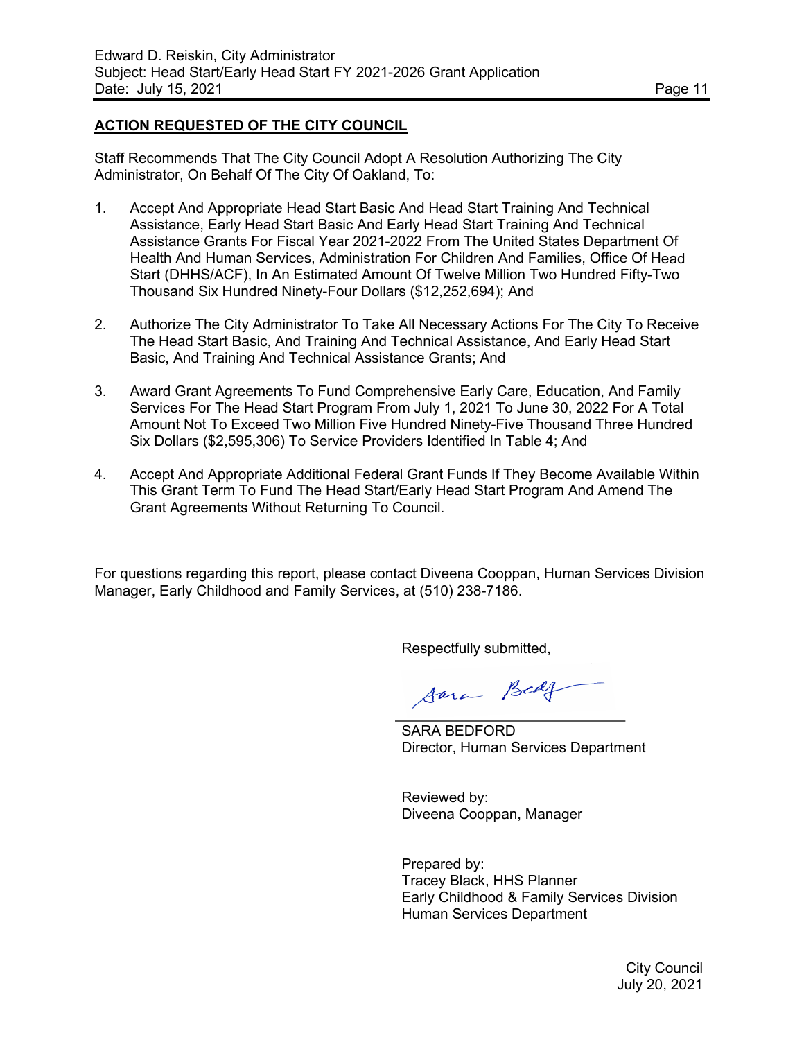## ACTION REQUESTED OF THE CITY COUNCIL

Staff Recommends That The City Council Adopt A Resolution Authorizing The City Administrator, On Behalf Of The City Of Oakland, To:

1. Accept And Appropriate Head Start Basic And Head Start Training And Technical Assistance, Early Head Start Basic And Early Head Start Training And Technical Assistance Grants For Fiscal Year 2021-2022 From The United States Department Of Health And Human Services, Administration For Children And Families, Office Of Head Start (DHHS/ACF), In An Estimated Amount Of Twelve Million Two Hundred Fifty-Two Thousand Six Hundred Ninety-Four Dollars ($12,252,694); And

2. Authorize The City Administrator To Take All Necessary Actions For The City To Receive The Head Start Basic, And Training And Technical Assistance, And Early Head Start Basic, And Training And Technical Assistance Grants; And

3. Award Grant Agreements To Fund Comprehensive Early Care, Education, And Family Services For The Head Start Program From July 1, 2021 To June 30, 2022 For A Total Amount Not To Exceed Two Million Five Hundred Ninety-Five Thousand Three Hundred Six Dollars ($2,595,306) To Service Providers Identified In Table 4; And

4. Accept And Appropriate Additional Federal Grant Funds If They Become Available Within This Grant Term To Fund The Head Start/Early Head Start Program And Amend The Grant Agreements Without Returning To Council.

For questions regarding this report, please contact Diveena Cooppan, Human Services Division Manager, Early Childhood and Family Services, at (510) 238-7186.

Respectfully submitted,

SARA BEDFORD
Director, Human Services Department

Reviewed by:
Diveena Cooppan, Manager

Prepared by:
Tracey Black, HHS Planner
Early Childhood & Family Services Division
Human Services Department

City Council
July 20, 2021